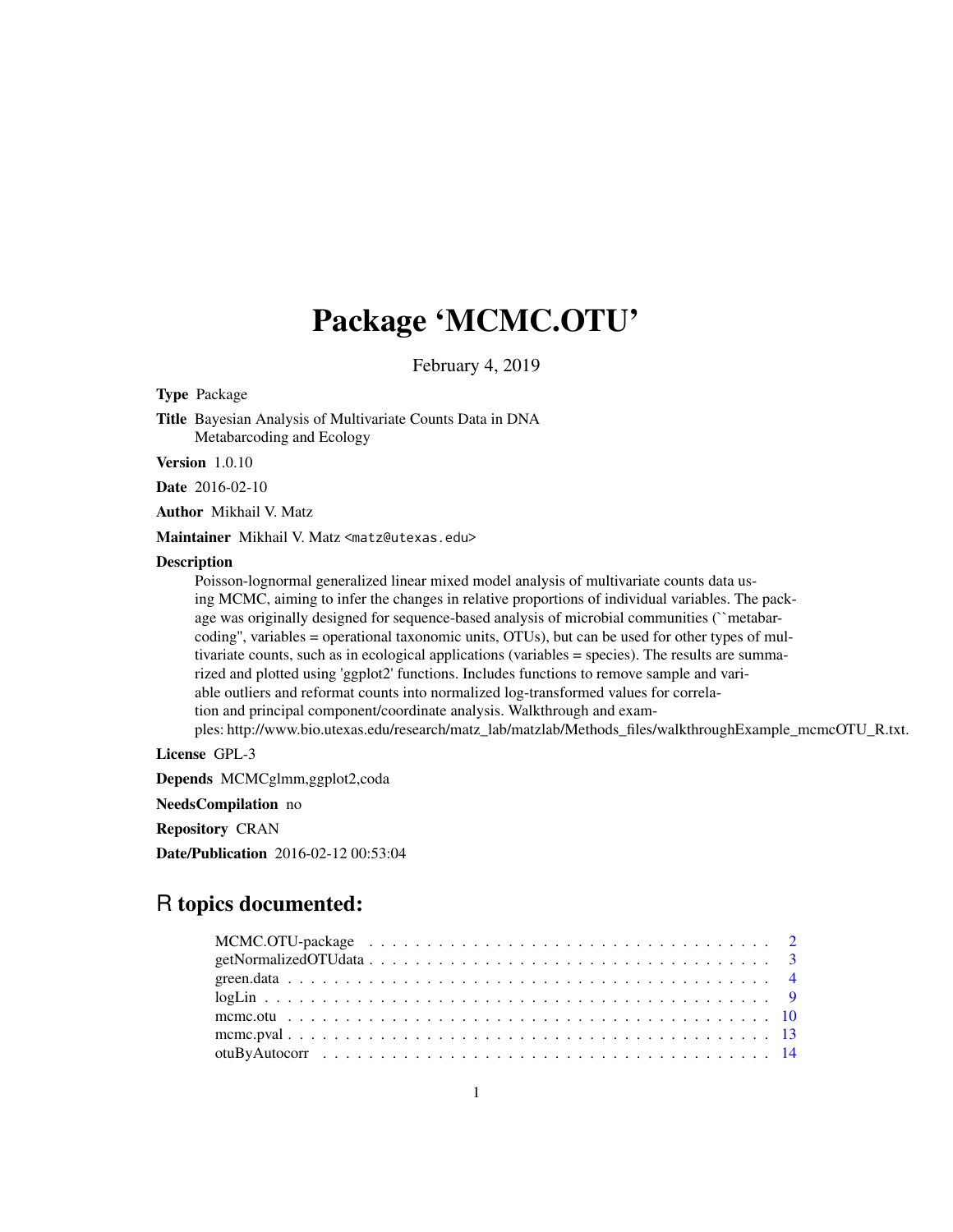# Package 'MCMC.OTU'

February 4, 2019

**Type** Package

**Title** Bayesian Analysis of Multivariate Counts Data in DNA Metabarcoding and Ecology

**Version** 1.0.10

**Date** 2016-02-10

**Author** Mikhail V. Matz

**Maintainer** Mikhail V. Matz <matz@utexas.edu>

**Description**
Poisson-lognormal generalized linear mixed model analysis of multivariate counts data using MCMC, aiming to infer the changes in relative proportions of individual variables. The package was originally designed for sequence-based analysis of microbial communities (``metabarcoding'', variables = operational taxonomic units, OTUs), but can be used for other types of multivariate counts, such as in ecological applications (variables = species). The results are summarized and plotted using 'ggplot2' functions. Includes functions to remove sample and variable outliers and reformat counts into normalized log-transformed values for correlation and principal component/coordinate analysis. Walkthrough and examples: http://www.bio.utexas.edu/research/matz_lab/matzlab/Methods_files/walkthroughExample_mcmcOTU_R.txt.

**License** GPL-3

**Depends** MCMCglmm,ggplot2,coda

**NeedsCompilation** no

**Repository** CRAN

**Date/Publication** 2016-02-12 00:53:04

## R topics documented:

- MCMC.OTU-package . . . . . . . . . . . . . . . . . . . . . . . . . . . . . . . . . . . 2
- getNormalizedOTUdata . . . . . . . . . . . . . . . . . . . . . . . . . . . . . . . . . 3
- green.data . . . . . . . . . . . . . . . . . . . . . . . . . . . . . . . . . . . . . . . . 4
- logLin . . . . . . . . . . . . . . . . . . . . . . . . . . . . . . . . . . . . . . . . . . 9
- mcmc.otu . . . . . . . . . . . . . . . . . . . . . . . . . . . . . . . . . . . . . . . . 10
- mcmc.pval . . . . . . . . . . . . . . . . . . . . . . . . . . . . . . . . . . . . . . . 13
- otuByAutocorr . . . . . . . . . . . . . . . . . . . . . . . . . . . . . . . . . . . . . 14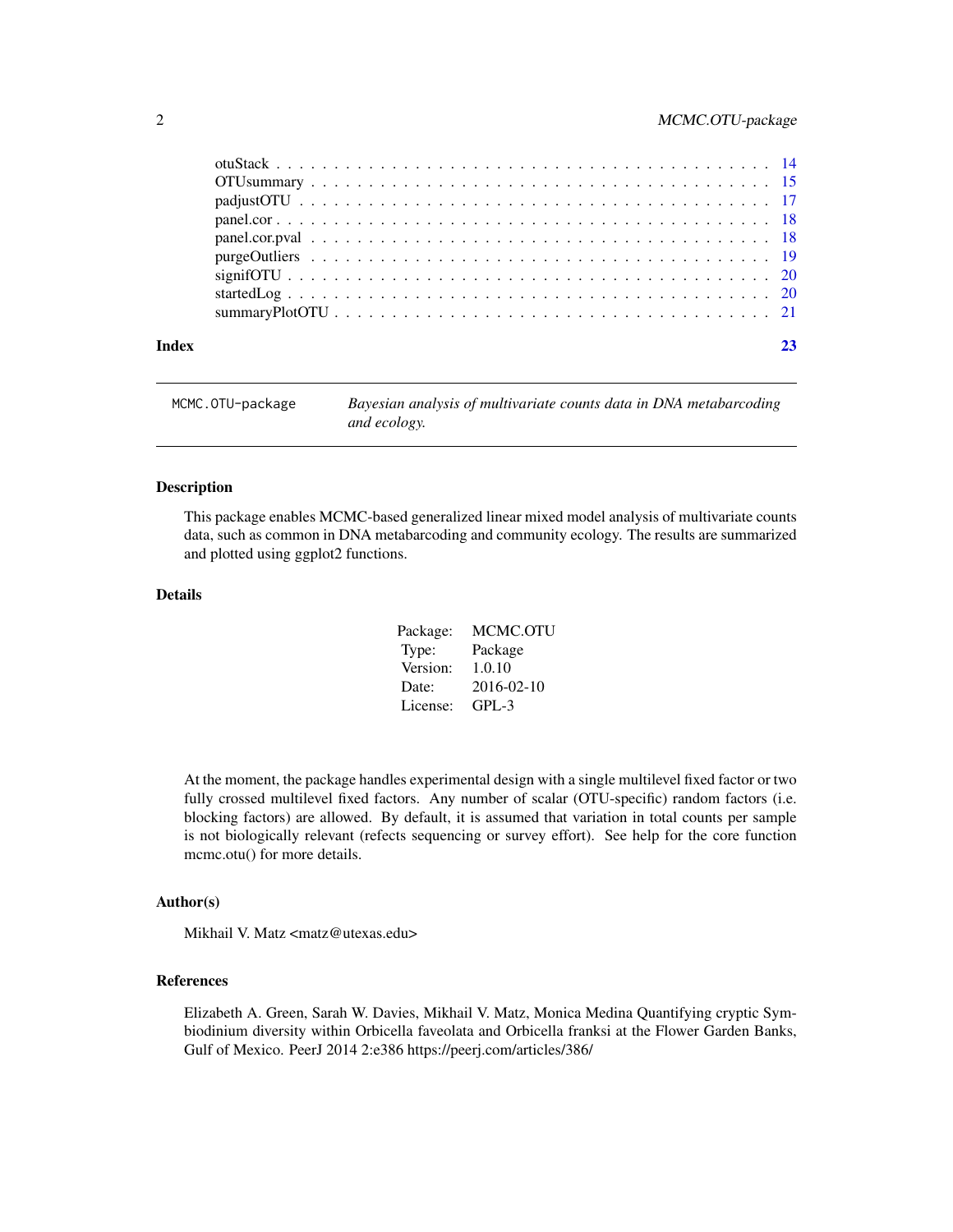otuStack . . . . . . . . . . . . . . . . . . . . . . . . . . . . . . . . . . . . . . . 14
OTUsummary . . . . . . . . . . . . . . . . . . . . . . . . . . . . . . . . . . . . . . 15
padjustOTU . . . . . . . . . . . . . . . . . . . . . . . . . . . . . . . . . . . . . . 17
panel.cor . . . . . . . . . . . . . . . . . . . . . . . . . . . . . . . . . . . . . . . 18
panel.cor.pval . . . . . . . . . . . . . . . . . . . . . . . . . . . . . . . . . . . . 18
purgeOutliers . . . . . . . . . . . . . . . . . . . . . . . . . . . . . . . . . . . . . 19
signifOTU . . . . . . . . . . . . . . . . . . . . . . . . . . . . . . . . . . . . . . . 20
startedLog . . . . . . . . . . . . . . . . . . . . . . . . . . . . . . . . . . . . . . 20
summaryPlotOTU . . . . . . . . . . . . . . . . . . . . . . . . . . . . . . . . . . . . 21

**Index** 23

---

`MCMC.OTU-package` *Bayesian analysis of multivariate counts data in DNA metabarcoding and ecology.*

---

## Description

This package enables MCMC-based generalized linear mixed model analysis of multivariate counts data, such as common in DNA metabarcoding and community ecology. The results are summarized and plotted using ggplot2 functions.

## Details

| | |
|---|---|
| Package: | MCMC.OTU |
| Type: | Package |
| Version: | 1.0.10 |
| Date: | 2016-02-10 |
| License: | GPL-3 |

At the moment, the package handles experimental design with a single multilevel fixed factor or two fully crossed multilevel fixed factors. Any number of scalar (OTU-specific) random factors (i.e. blocking factors) are allowed. By default, it is assumed that variation in total counts per sample is not biologically relevant (refects sequencing or survey effort). See help for the core function mcmc.otu() for more details.

## Author(s)

Mikhail V. Matz <matz@utexas.edu>

## References

Elizabeth A. Green, Sarah W. Davies, Mikhail V. Matz, Monica Medina Quantifying cryptic Symbiodinium diversity within Orbicella faveolata and Orbicella franksi at the Flower Garden Banks, Gulf of Mexico. PeerJ 2014 2:e386 https://peerj.com/articles/386/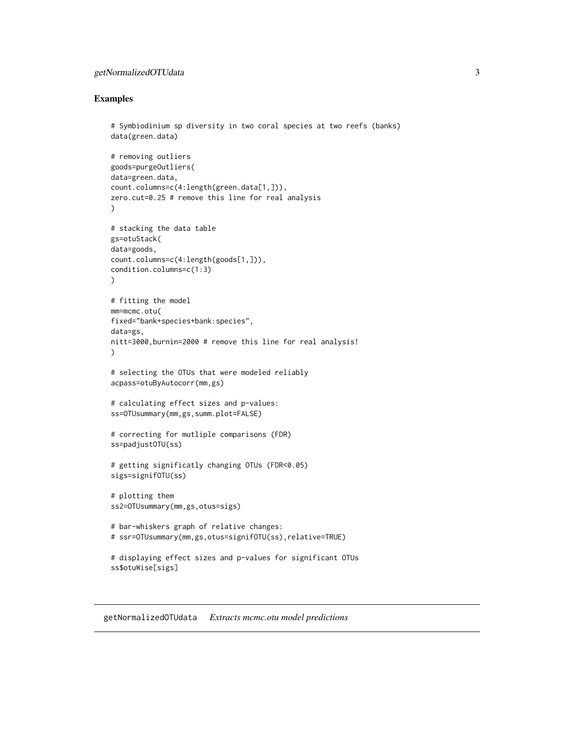## Examples

```
# Symbiodinium sp diversity in two coral species at two reefs (banks)
data(green.data)

# removing outliers
goods=purgeOutliers(
data=green.data,
count.columns=c(4:length(green.data[1,])),
zero.cut=0.25 # remove this line for real analysis
)

# stacking the data table
gs=otuStack(
data=goods,
count.columns=c(4:length(goods[1,])),
condition.columns=c(1:3)
)

# fitting the model
mm=mcmc.otu(
fixed="bank+species+bank:species",
data=gs,
nitt=3000,burnin=2000 # remove this line for real analysis!
)

# selecting the OTUs that were modeled reliably
acpass=otuByAutocorr(mm,gs)

# calculating effect sizes and p-values:
ss=OTUsummary(mm,gs,summ.plot=FALSE)

# correcting for mutliple comparisons (FDR)
ss=padjustOTU(ss)

# getting significatly changing OTUs (FDR<0.05)
sigs=signifOTU(ss)

# plotting them
ss2=OTUsummary(mm,gs,otus=sigs)

# bar-whiskers graph of relative changes:
# ssr=OTUsummary(mm,gs,otus=signifOTU(ss),relative=TRUE)

# displaying effect sizes and p-values for significant OTUs
ss$otuWise[sigs]
```

---

## getNormalizedOTUdata *Extracts mcmc.otu model predictions*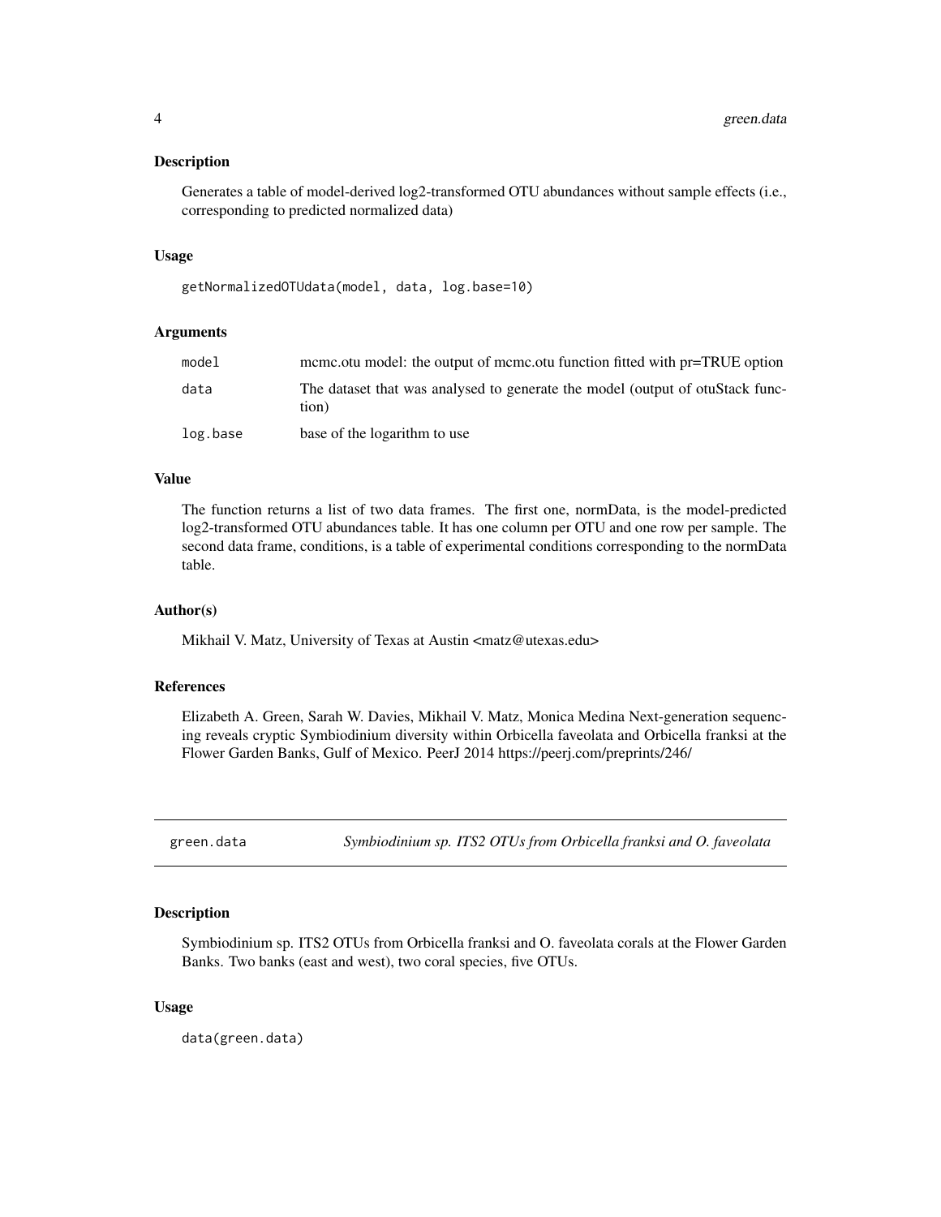### Description

Generates a table of model-derived log2-transformed OTU abundances without sample effects (i.e., corresponding to predicted normalized data)

### Usage

```
getNormalizedOTUdata(model, data, log.base=10)
```

### Arguments

| | |
|---|---|
| model | mcmc.otu model: the output of mcmc.otu function fitted with pr=TRUE option |
| data | The dataset that was analysed to generate the model (output of otuStack function) |
| log.base | base of the logarithm to use |

### Value

The function returns a list of two data frames. The first one, normData, is the model-predicted log2-transformed OTU abundances table. It has one column per OTU and one row per sample. The second data frame, conditions, is a table of experimental conditions corresponding to the normData table.

### Author(s)

Mikhail V. Matz, University of Texas at Austin <matz@utexas.edu>

### References

Elizabeth A. Green, Sarah W. Davies, Mikhail V. Matz, Monica Medina Next-generation sequencing reveals cryptic Symbiodinium diversity within Orbicella faveolata and Orbicella franksi at the Flower Garden Banks, Gulf of Mexico. PeerJ 2014 https://peerj.com/preprints/246/

---

## green.data — *Symbiodinium sp. ITS2 OTUs from Orbicella franksi and O. faveolata*

---

### Description

Symbiodinium sp. ITS2 OTUs from Orbicella franksi and O. faveolata corals at the Flower Garden Banks. Two banks (east and west), two coral species, five OTUs.

### Usage

```
data(green.data)
```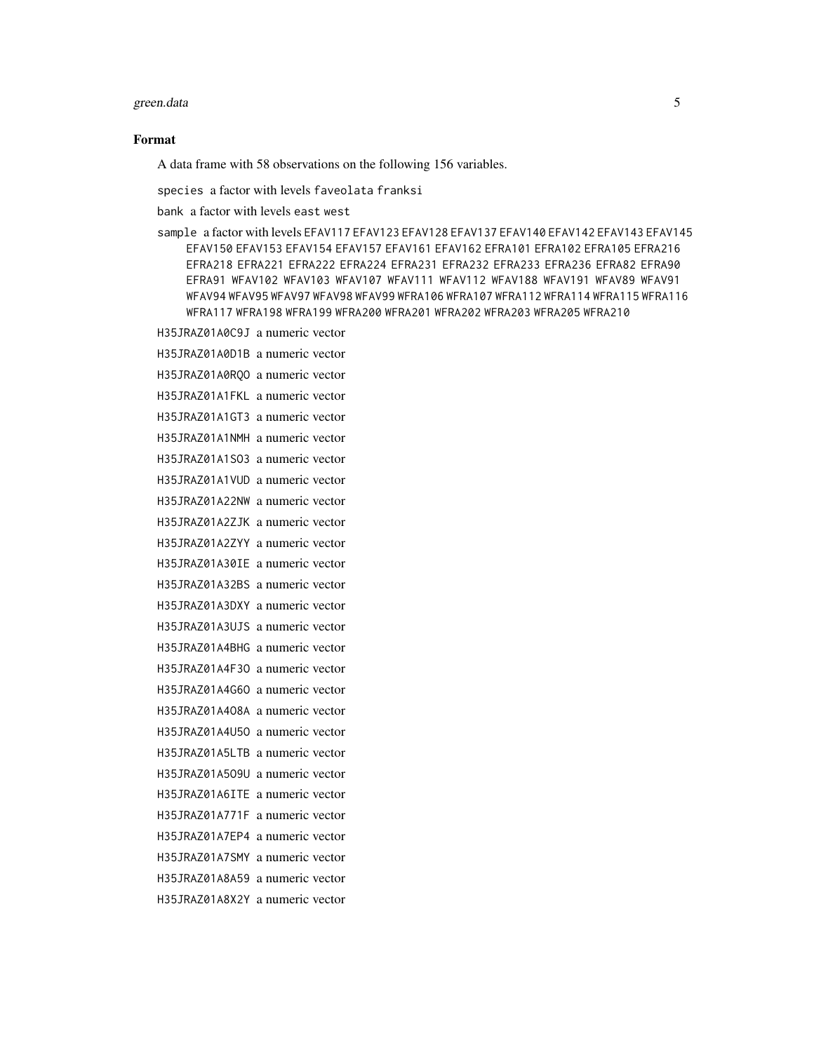### Format

A data frame with 58 observations on the following 156 variables.

`species` a factor with levels `faveolata` `franksi`

`bank` a factor with levels `east` `west`

`sample` a factor with levels `EFAV117` `EFAV123` `EFAV128` `EFAV137` `EFAV140` `EFAV142` `EFAV143` `EFAV145` `EFAV150` `EFAV153` `EFAV154` `EFAV157` `EFAV161` `EFAV162` `EFRA101` `EFRA102` `EFRA105` `EFRA216` `EFRA218` `EFRA221` `EFRA222` `EFRA224` `EFRA231` `EFRA232` `EFRA233` `EFRA236` `EFRA82` `EFRA90` `EFRA91` `WFAV102` `WFAV103` `WFAV107` `WFAV111` `WFAV112` `WFAV188` `WFAV191` `WFAV89` `WFAV91` `WFAV94` `WFAV95` `WFAV97` `WFAV98` `WFAV99` `WFRA106` `WFRA107` `WFRA112` `WFRA114` `WFRA115` `WFRA116` `WFRA117` `WFRA198` `WFRA199` `WFRA200` `WFRA201` `WFRA202` `WFRA203` `WFRA205` `WFRA210`

`H35JRAZ01A0C9J` a numeric vector

`H35JRAZ01A0D1B` a numeric vector

`H35JRAZ01A0RQO` a numeric vector

`H35JRAZ01A1FKL` a numeric vector

`H35JRAZ01A1GT3` a numeric vector

`H35JRAZ01A1NMH` a numeric vector

`H35JRAZ01A1SO3` a numeric vector

`H35JRAZ01A1VUD` a numeric vector

`H35JRAZ01A22NW` a numeric vector

`H35JRAZ01A2ZJK` a numeric vector

`H35JRAZ01A2ZYY` a numeric vector

`H35JRAZ01A30IE` a numeric vector

`H35JRAZ01A32BS` a numeric vector

`H35JRAZ01A3DXY` a numeric vector

`H35JRAZ01A3UJS` a numeric vector

`H35JRAZ01A4BHG` a numeric vector

`H35JRAZ01A4F3O` a numeric vector

`H35JRAZ01A4G6O` a numeric vector

`H35JRAZ01A4O8A` a numeric vector

`H35JRAZ01A4U5O` a numeric vector

`H35JRAZ01A5LTB` a numeric vector

`H35JRAZ01A5O9U` a numeric vector

`H35JRAZ01A6ITE` a numeric vector

`H35JRAZ01A771F` a numeric vector

`H35JRAZ01A7EP4` a numeric vector

`H35JRAZ01A7SMY` a numeric vector

`H35JRAZ01A8A59` a numeric vector

`H35JRAZ01A8X2Y` a numeric vector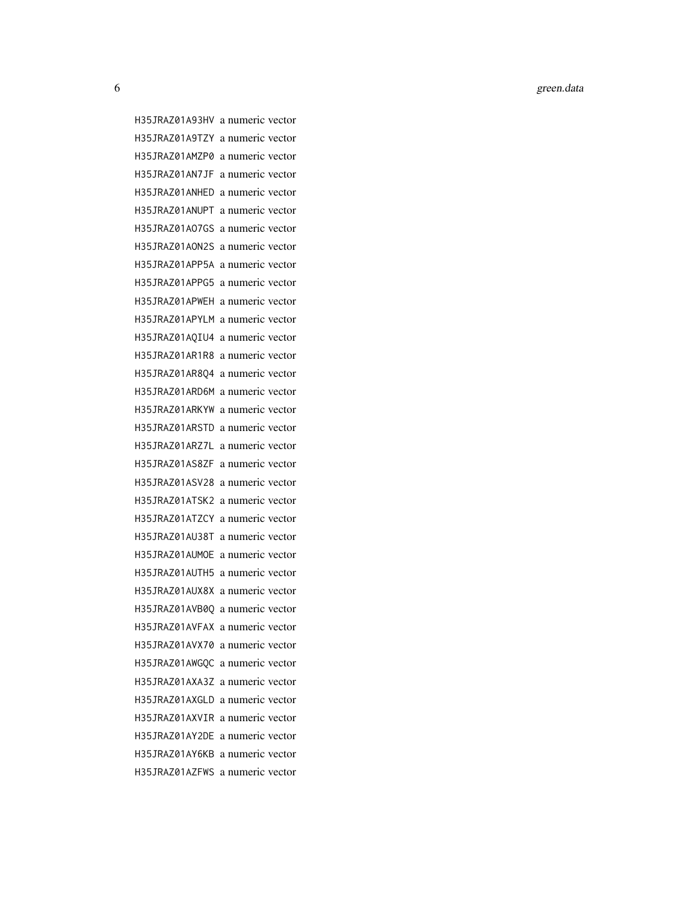H35JRAZ01A93HV a numeric vector
H35JRAZ01A9TZY a numeric vector
H35JRAZ01AMZP0 a numeric vector
H35JRAZ01AN7JF a numeric vector
H35JRAZ01ANHED a numeric vector
H35JRAZ01ANUPT a numeric vector
H35JRAZ01AO7GS a numeric vector
H35JRAZ01AON2S a numeric vector
H35JRAZ01APP5A a numeric vector
H35JRAZ01APPG5 a numeric vector
H35JRAZ01APWEH a numeric vector
H35JRAZ01APYLM a numeric vector
H35JRAZ01AQIU4 a numeric vector
H35JRAZ01AR1R8 a numeric vector
H35JRAZ01AR8Q4 a numeric vector
H35JRAZ01ARD6M a numeric vector
H35JRAZ01ARKYW a numeric vector
H35JRAZ01ARSTD a numeric vector
H35JRAZ01ARZ7L a numeric vector
H35JRAZ01AS8ZF a numeric vector
H35JRAZ01ASV28 a numeric vector
H35JRAZ01ATSK2 a numeric vector
H35JRAZ01ATZCY a numeric vector
H35JRAZ01AU38T a numeric vector
H35JRAZ01AUMOE a numeric vector
H35JRAZ01AUTH5 a numeric vector
H35JRAZ01AUX8X a numeric vector
H35JRAZ01AVB0Q a numeric vector
H35JRAZ01AVFAX a numeric vector
H35JRAZ01AVX70 a numeric vector
H35JRAZ01AWGQC a numeric vector
H35JRAZ01AXA3Z a numeric vector
H35JRAZ01AXGLD a numeric vector
H35JRAZ01AXVIR a numeric vector
H35JRAZ01AY2DE a numeric vector
H35JRAZ01AY6KB a numeric vector
H35JRAZ01AZFWS a numeric vector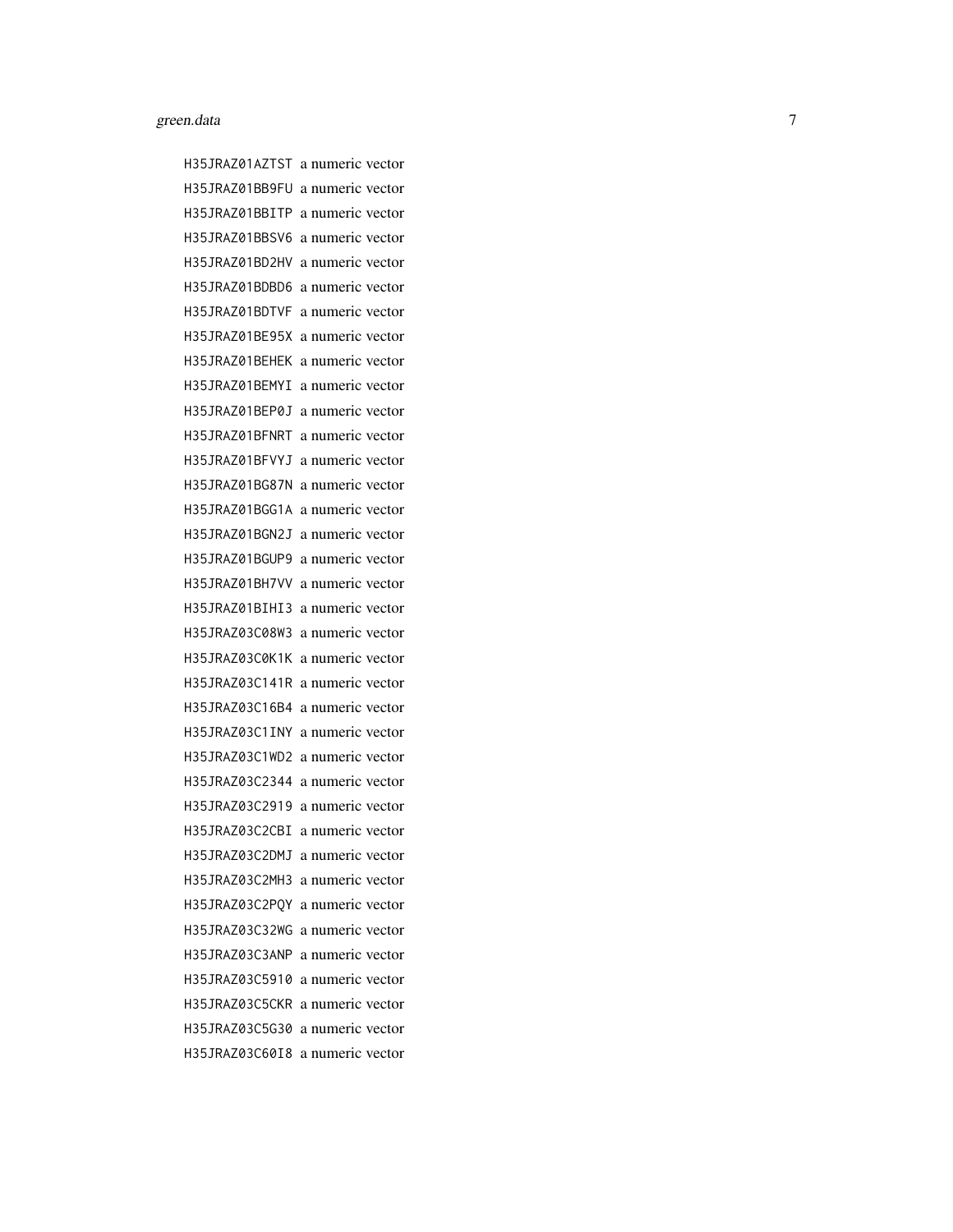H35JRAZ01AZTST a numeric vector
H35JRAZ01BB9FU a numeric vector
H35JRAZ01BBITP a numeric vector
H35JRAZ01BBSV6 a numeric vector
H35JRAZ01BD2HV a numeric vector
H35JRAZ01BDBD6 a numeric vector
H35JRAZ01BDTVF a numeric vector
H35JRAZ01BE95X a numeric vector
H35JRAZ01BEHEK a numeric vector
H35JRAZ01BEMYI a numeric vector
H35JRAZ01BEP0J a numeric vector
H35JRAZ01BFNRT a numeric vector
H35JRAZ01BFVYJ a numeric vector
H35JRAZ01BG87N a numeric vector
H35JRAZ01BGG1A a numeric vector
H35JRAZ01BGN2J a numeric vector
H35JRAZ01BGUP9 a numeric vector
H35JRAZ01BH7VV a numeric vector
H35JRAZ01BIHI3 a numeric vector
H35JRAZ03C08W3 a numeric vector
H35JRAZ03C0K1K a numeric vector
H35JRAZ03C141R a numeric vector
H35JRAZ03C16B4 a numeric vector
H35JRAZ03C1INY a numeric vector
H35JRAZ03C1WD2 a numeric vector
H35JRAZ03C2344 a numeric vector
H35JRAZ03C2919 a numeric vector
H35JRAZ03C2CBI a numeric vector
H35JRAZ03C2DMJ a numeric vector
H35JRAZ03C2MH3 a numeric vector
H35JRAZ03C2PQY a numeric vector
H35JRAZ03C32WG a numeric vector
H35JRAZ03C3ANP a numeric vector
H35JRAZ03C5910 a numeric vector
H35JRAZ03C5CKR a numeric vector
H35JRAZ03C5G30 a numeric vector
H35JRAZ03C60I8 a numeric vector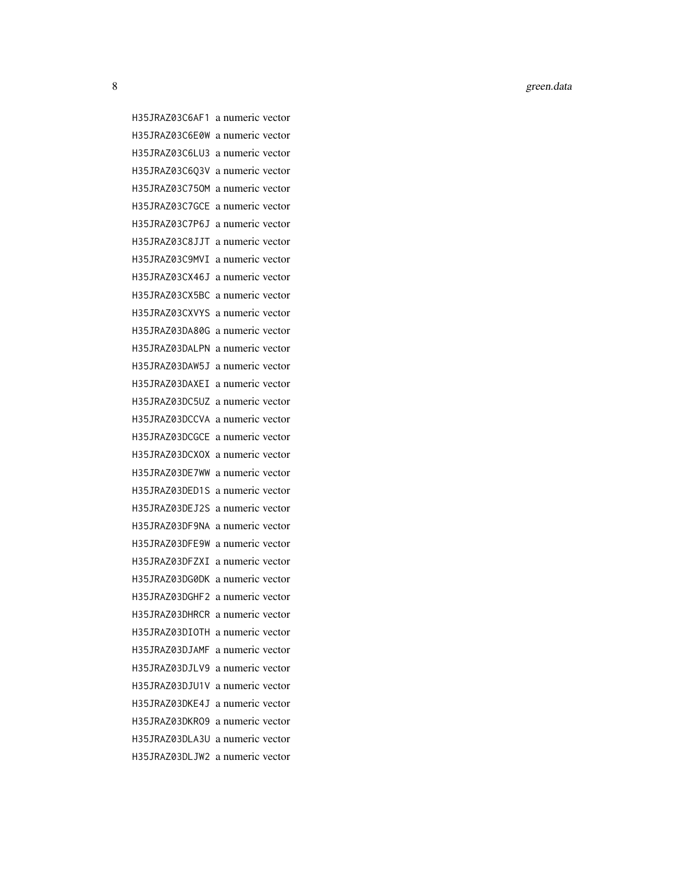H35JRAZ03C6AF1 a numeric vector
H35JRAZ03C6E0W a numeric vector
H35JRAZ03C6LU3 a numeric vector
H35JRAZ03C6Q3V a numeric vector
H35JRAZ03C75OM a numeric vector
H35JRAZ03C7GCE a numeric vector
H35JRAZ03C7P6J a numeric vector
H35JRAZ03C8JJT a numeric vector
H35JRAZ03C9MVI a numeric vector
H35JRAZ03CX46J a numeric vector
H35JRAZ03CX5BC a numeric vector
H35JRAZ03CXVYS a numeric vector
H35JRAZ03DA80G a numeric vector
H35JRAZ03DALPN a numeric vector
H35JRAZ03DAW5J a numeric vector
H35JRAZ03DAXEI a numeric vector
H35JRAZ03DC5UZ a numeric vector
H35JRAZ03DCCVA a numeric vector
H35JRAZ03DCGCE a numeric vector
H35JRAZ03DCXOX a numeric vector
H35JRAZ03DE7WW a numeric vector
H35JRAZ03DED1S a numeric vector
H35JRAZ03DEJ2S a numeric vector
H35JRAZ03DF9NA a numeric vector
H35JRAZ03DFE9W a numeric vector
H35JRAZ03DFZXI a numeric vector
H35JRAZ03DG0DK a numeric vector
H35JRAZ03DGHF2 a numeric vector
H35JRAZ03DHRCR a numeric vector
H35JRAZ03DIOTH a numeric vector
H35JRAZ03DJAMF a numeric vector
H35JRAZ03DJLV9 a numeric vector
H35JRAZ03DJU1V a numeric vector
H35JRAZ03DKE4J a numeric vector
H35JRAZ03DKRO9 a numeric vector
H35JRAZ03DLA3U a numeric vector
H35JRAZ03DLJW2 a numeric vector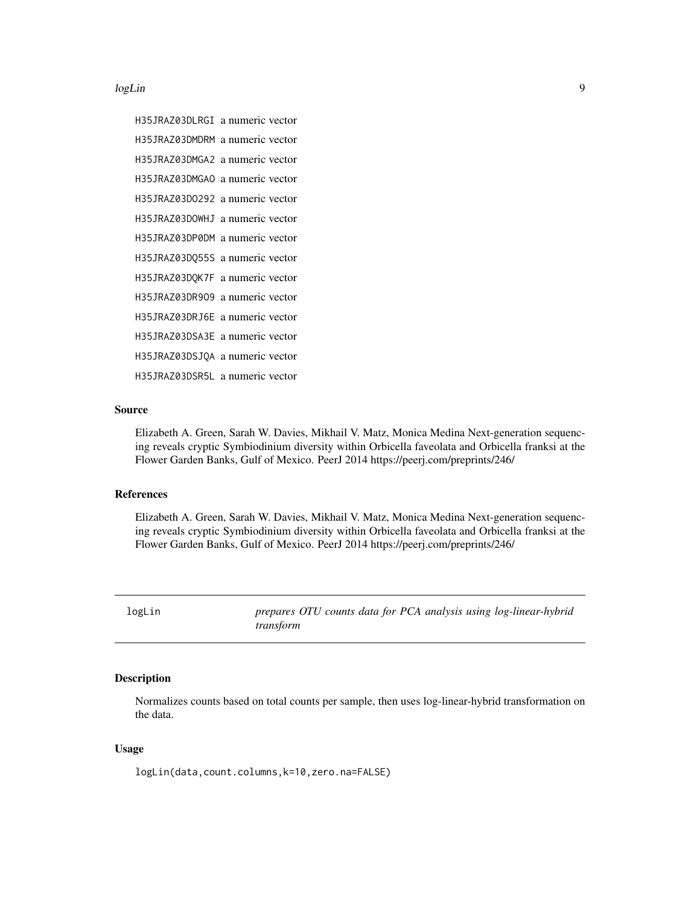H35JRAZ03DLRGI a numeric vector

H35JRAZ03DMDRM a numeric vector

H35JRAZ03DMGA2 a numeric vector

H35JRAZ03DMGAO a numeric vector

H35JRAZ03DO292 a numeric vector

H35JRAZ03DOWHJ a numeric vector

H35JRAZ03DP0DM a numeric vector

H35JRAZ03DQ55S a numeric vector

H35JRAZ03DQK7F a numeric vector

H35JRAZ03DR9O9 a numeric vector

H35JRAZ03DRJ6E a numeric vector

H35JRAZ03DSA3E a numeric vector

H35JRAZ03DSJQA a numeric vector

H35JRAZ03DSR5L a numeric vector

### Source

Elizabeth A. Green, Sarah W. Davies, Mikhail V. Matz, Monica Medina Next-generation sequencing reveals cryptic Symbiodinium diversity within Orbicella faveolata and Orbicella franksi at the Flower Garden Banks, Gulf of Mexico. PeerJ 2014 https://peerj.com/preprints/246/

### References

Elizabeth A. Green, Sarah W. Davies, Mikhail V. Matz, Monica Medina Next-generation sequencing reveals cryptic Symbiodinium diversity within Orbicella faveolata and Orbicella franksi at the Flower Garden Banks, Gulf of Mexico. PeerJ 2014 https://peerj.com/preprints/246/

---

## logLin — *prepares OTU counts data for PCA analysis using log-linear-hybrid transform*

### Description

Normalizes counts based on total counts per sample, then uses log-linear-hybrid transformation on the data.

### Usage

```
logLin(data,count.columns,k=10,zero.na=FALSE)
```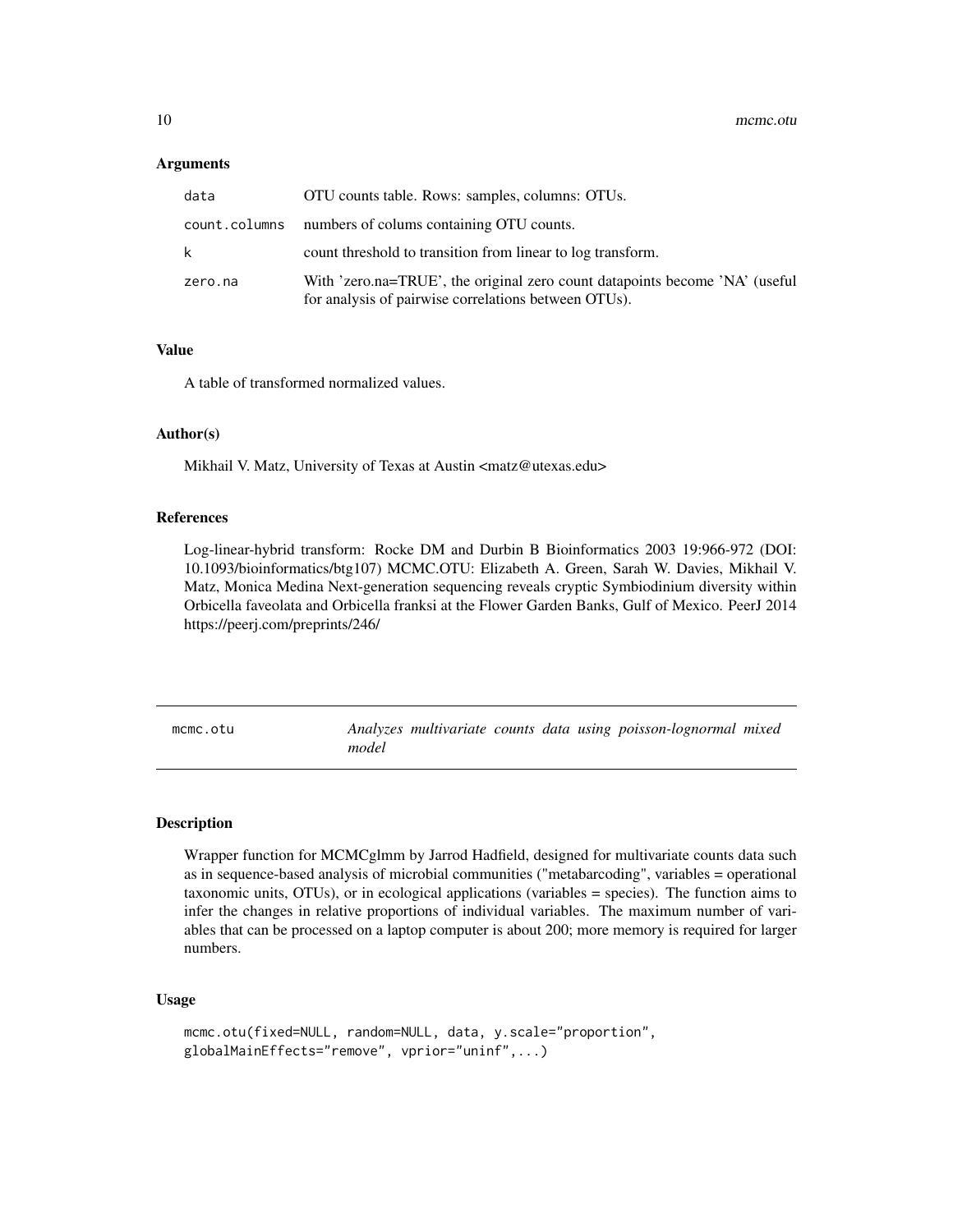### Arguments

| | |
|---|---|
| data | OTU counts table. Rows: samples, columns: OTUs. |
| count.columns | numbers of colums containing OTU counts. |
| k | count threshold to transition from linear to log transform. |
| zero.na | With 'zero.na=TRUE', the original zero count datapoints become 'NA' (useful for analysis of pairwise correlations between OTUs). |

### Value

A table of transformed normalized values.

### Author(s)

Mikhail V. Matz, University of Texas at Austin <matz@utexas.edu>

### References

Log-linear-hybrid transform: Rocke DM and Durbin B Bioinformatics 2003 19:966-972 (DOI: 10.1093/bioinformatics/btg107) MCMC.OTU: Elizabeth A. Green, Sarah W. Davies, Mikhail V. Matz, Monica Medina Next-generation sequencing reveals cryptic Symbiodinium diversity within Orbicella faveolata and Orbicella franksi at the Flower Garden Banks, Gulf of Mexico. PeerJ 2014 https://peerj.com/preprints/246/

---

## mcmc.otu — *Analyzes multivariate counts data using poisson-lognormal mixed model*

### Description

Wrapper function for MCMCglmm by Jarrod Hadfield, designed for multivariate counts data such as in sequence-based analysis of microbial communities ("metabarcoding", variables = operational taxonomic units, OTUs), or in ecological applications (variables = species). The function aims to infer the changes in relative proportions of individual variables. The maximum number of variables that can be processed on a laptop computer is about 200; more memory is required for larger numbers.

### Usage

```
mcmc.otu(fixed=NULL, random=NULL, data, y.scale="proportion",
globalMainEffects="remove", vprior="uninf",...)
```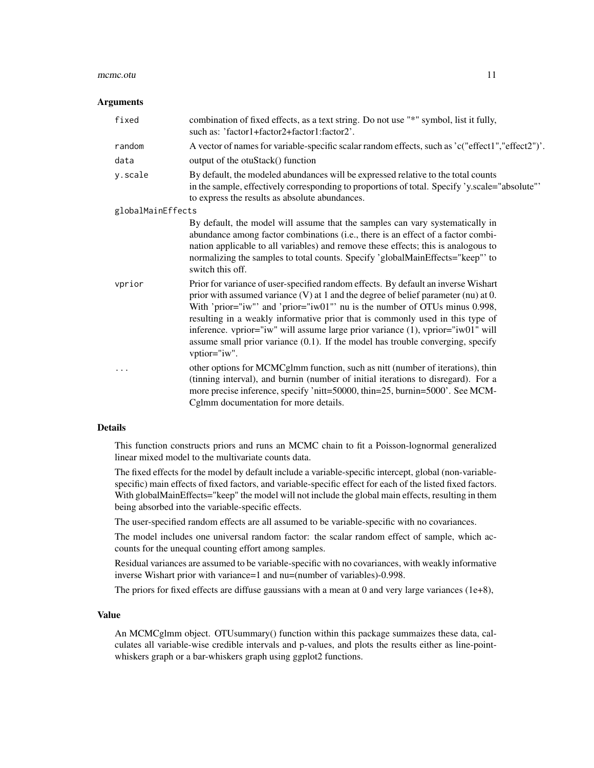### Arguments

| | |
|---|---|
| `fixed` | combination of fixed effects, as a text string. Do not use "*" symbol, list it fully, such as: 'factor1+factor2+factor1:factor2'. |
| `random` | A vector of names for variable-specific scalar random effects, such as 'c("effect1","effect2")'. |
| `data` | output of the otuStack() function |
| `y.scale` | By default, the modeled abundances will be expressed relative to the total counts in the sample, effectively corresponding to proportions of total. Specify 'y.scale="absolute"' to express the results as absolute abundances. |
| `globalMainEffects` | By default, the model will assume that the samples can vary systematically in abundance among factor combinations (i.e., there is an effect of a factor combination applicable to all variables) and remove these effects; this is analogous to normalizing the samples to total counts. Specify 'globalMainEffects="keep"' to switch this off. |
| `vprior` | Prior for variance of user-specified random effects. By default an inverse Wishart prior with assumed variance (V) at 1 and the degree of belief parameter (nu) at 0. With 'prior="iw"' and 'prior="iw01"' nu is the number of OTUs minus 0.998, resulting in a weakly informative prior that is commonly used in this type of inference. vprior="iw" will assume large prior variance (1), vprior="iw01" will assume small prior variance (0.1). If the model has trouble converging, specify vptior="iw". |
| `...` | other options for MCMCglmm function, such as nitt (number of iterations), thin (tinning interval), and burnin (number of initial iterations to disregard). For a more precise inference, specify 'nitt=50000, thin=25, burnin=5000'. See MCMCglmm documentation for more details. |

### Details

This function constructs priors and runs an MCMC chain to fit a Poisson-lognormal generalized linear mixed model to the multivariate counts data.

The fixed effects for the model by default include a variable-specific intercept, global (non-variable-specific) main effects of fixed factors, and variable-specific effect for each of the listed fixed factors. With globalMainEffects="keep" the model will not include the global main effects, resulting in them being absorbed into the variable-specific effects.

The user-specified random effects are all assumed to be variable-specific with no covariances.

The model includes one universal random factor: the scalar random effect of sample, which accounts for the unequal counting effort among samples.

Residual variances are assumed to be variable-specific with no covariances, with weakly informative inverse Wishart prior with variance=1 and nu=(number of variables)-0.998.

The priors for fixed effects are diffuse gaussians with a mean at 0 and very large variances (1e+8),

### Value

An MCMCglmm object. OTUsummary() function within this package summaizes these data, calculates all variable-wise credible intervals and p-values, and plots the results either as line-point-whiskers graph or a bar-whiskers graph using ggplot2 functions.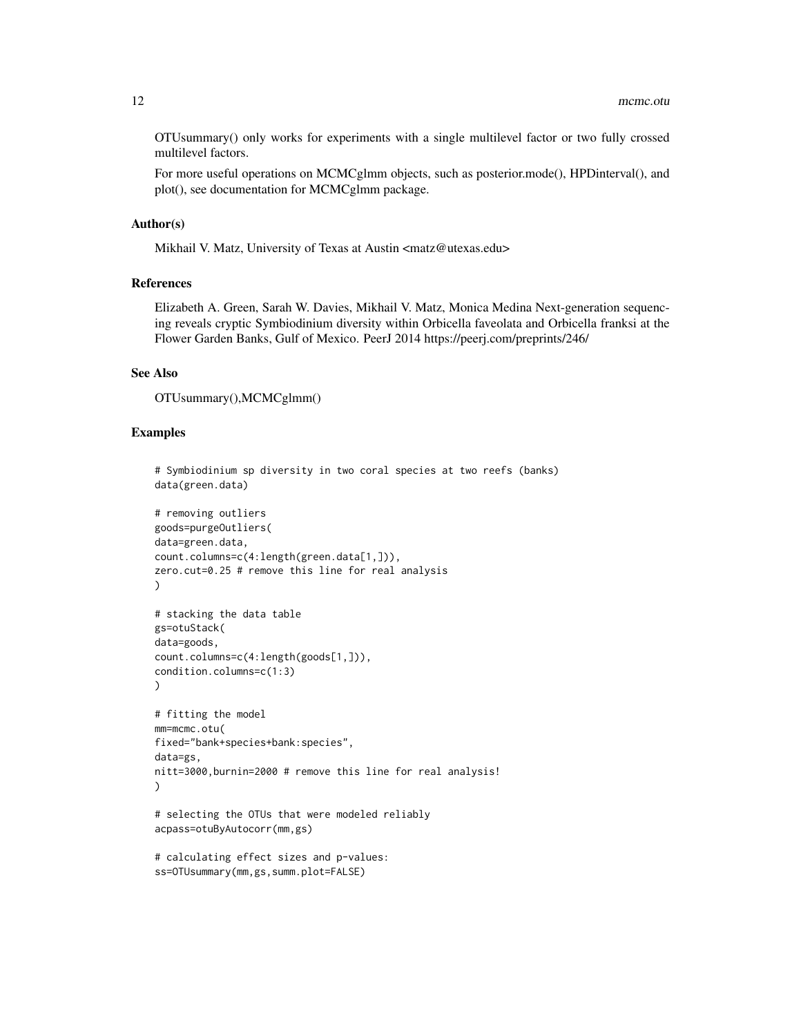OTUsummary() only works for experiments with a single multilevel factor or two fully crossed multilevel factors.

For more useful operations on MCMCglmm objects, such as posterior.mode(), HPDinterval(), and plot(), see documentation for MCMCglmm package.

## Author(s)

Mikhail V. Matz, University of Texas at Austin <matz@utexas.edu>

## References

Elizabeth A. Green, Sarah W. Davies, Mikhail V. Matz, Monica Medina Next-generation sequencing reveals cryptic Symbiodinium diversity within Orbicella faveolata and Orbicella franksi at the Flower Garden Banks, Gulf of Mexico. PeerJ 2014 https://peerj.com/preprints/246/

## See Also

OTUsummary(),MCMCglmm()

## Examples

```
# Symbiodinium sp diversity in two coral species at two reefs (banks)
data(green.data)

# removing outliers
goods=purgeOutliers(
data=green.data,
count.columns=c(4:length(green.data[1,])),
zero.cut=0.25 # remove this line for real analysis
)

# stacking the data table
gs=otuStack(
data=goods,
count.columns=c(4:length(goods[1,])),
condition.columns=c(1:3)
)

# fitting the model
mm=mcmc.otu(
fixed="bank+species+bank:species",
data=gs,
nitt=3000,burnin=2000 # remove this line for real analysis!
)

# selecting the OTUs that were modeled reliably
acpass=otuByAutocorr(mm,gs)

# calculating effect sizes and p-values:
ss=OTUsummary(mm,gs,summ.plot=FALSE)
```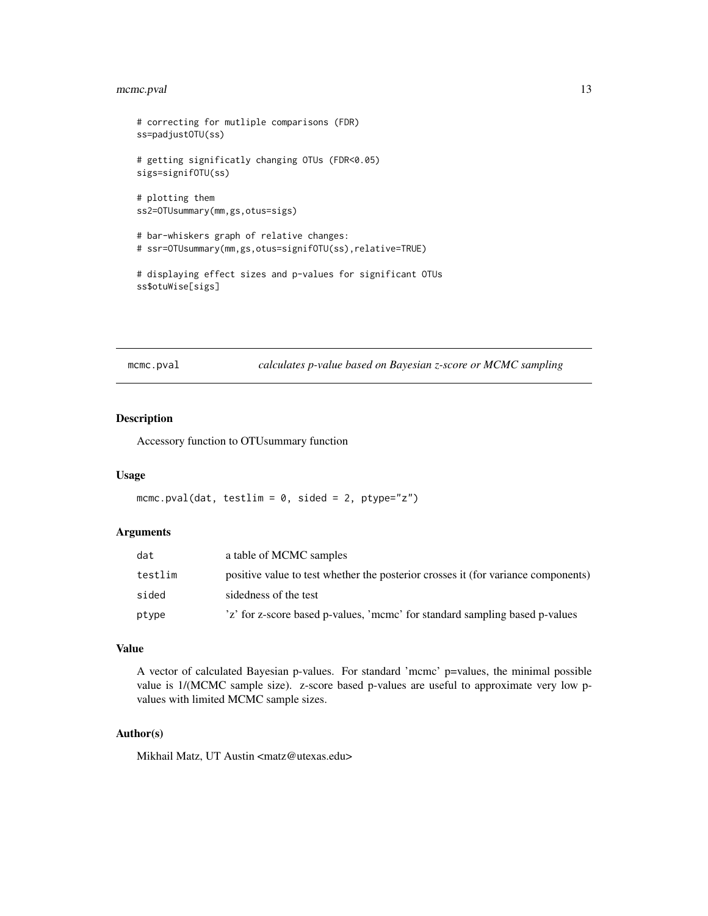```
# correcting for mutliple comparisons (FDR)
ss=padjustOTU(ss)

# getting significatly changing OTUs (FDR<0.05)
sigs=signifOTU(ss)

# plotting them
ss2=OTUsummary(mm,gs,otus=sigs)

# bar-whiskers graph of relative changes:
# ssr=OTUsummary(mm,gs,otus=signifOTU(ss),relative=TRUE)

# displaying effect sizes and p-values for significant OTUs
ss$otuWise[sigs]
```

---

## mcmc.pval — *calculates p-value based on Bayesian z-score or MCMC sampling*

---

### Description

Accessory function to OTUsummary function

### Usage

```
mcmc.pval(dat, testlim = 0, sided = 2, ptype="z")
```

### Arguments

| | |
|---|---|
| dat | a table of MCMC samples |
| testlim | positive value to test whether the posterior crosses it (for variance components) |
| sided | sidedness of the test |
| ptype | 'z' for z-score based p-values, 'mcmc' for standard sampling based p-values |

### Value

A vector of calculated Bayesian p-values. For standard 'mcmc' p=values, the minimal possible value is 1/(MCMC sample size). z-score based p-values are useful to approximate very low p-values with limited MCMC sample sizes.

### Author(s)

Mikhail Matz, UT Austin <matz@utexas.edu>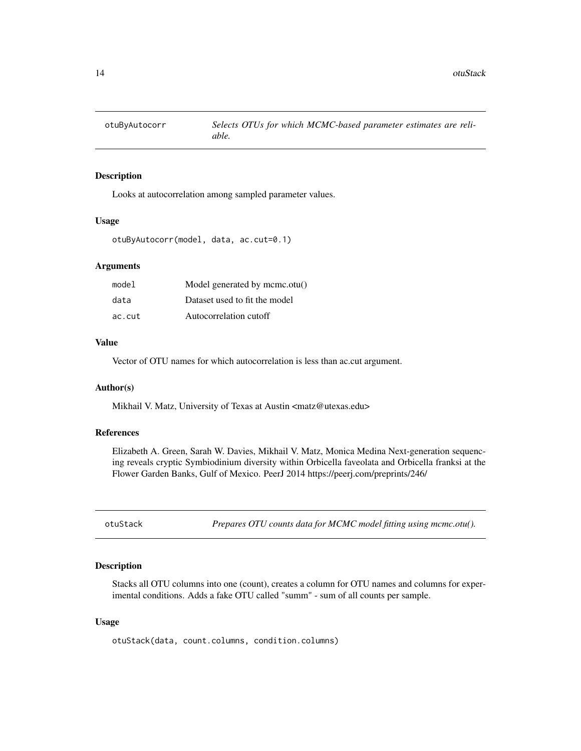## otuByAutocorr — *Selects OTUs for which MCMC-based parameter estimates are reliable.*

### Description

Looks at autocorrelation among sampled parameter values.

### Usage

```
otuByAutocorr(model, data, ac.cut=0.1)
```

### Arguments

| | |
|---|---|
| `model` | Model generated by mcmc.otu() |
| `data` | Dataset used to fit the model |
| `ac.cut` | Autocorrelation cutoff |

### Value

Vector of OTU names for which autocorrelation is less than ac.cut argument.

### Author(s)

Mikhail V. Matz, University of Texas at Austin <matz@utexas.edu>

### References

Elizabeth A. Green, Sarah W. Davies, Mikhail V. Matz, Monica Medina Next-generation sequencing reveals cryptic Symbiodinium diversity within Orbicella faveolata and Orbicella franksi at the Flower Garden Banks, Gulf of Mexico. PeerJ 2014 https://peerj.com/preprints/246/

## otuStack — *Prepares OTU counts data for MCMC model fitting using mcmc.otu().*

### Description

Stacks all OTU columns into one (count), creates a column for OTU names and columns for experimental conditions. Adds a fake OTU called "summ" - sum of all counts per sample.

### Usage

```
otuStack(data, count.columns, condition.columns)
```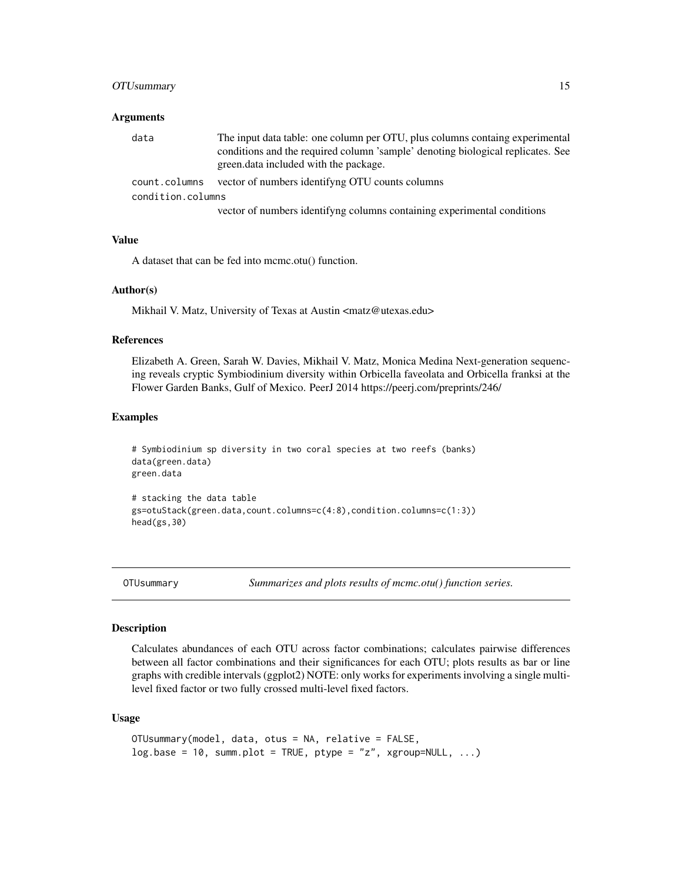### Arguments

| | |
|---|---|
| data | The input data table: one column per OTU, plus columns containg experimental conditions and the required column 'sample' denoting biological replicates. See green.data included with the package. |
| count.columns | vector of numbers identifyng OTU counts columns |
| condition.columns | vector of numbers identifyng columns containing experimental conditions |

### Value

A dataset that can be fed into mcmc.otu() function.

### Author(s)

Mikhail V. Matz, University of Texas at Austin <matz@utexas.edu>

### References

Elizabeth A. Green, Sarah W. Davies, Mikhail V. Matz, Monica Medina Next-generation sequencing reveals cryptic Symbiodinium diversity within Orbicella faveolata and Orbicella franksi at the Flower Garden Banks, Gulf of Mexico. PeerJ 2014 https://peerj.com/preprints/246/

### Examples

```
# Symbiodinium sp diversity in two coral species at two reefs (banks)
data(green.data)
green.data

# stacking the data table
gs=otuStack(green.data,count.columns=c(4:8),condition.columns=c(1:3))
head(gs,30)
```

---

## OTUsummary *Summarizes and plots results of mcmc.otu() function series.*

---

### Description

Calculates abundances of each OTU across factor combinations; calculates pairwise differences between all factor combinations and their significances for each OTU; plots results as bar or line graphs with credible intervals (ggplot2) NOTE: only works for experiments involving a single multi-level fixed factor or two fully crossed multi-level fixed factors.

### Usage

```
OTUsummary(model, data, otus = NA, relative = FALSE,
log.base = 10, summ.plot = TRUE, ptype = "z", xgroup=NULL, ...)
```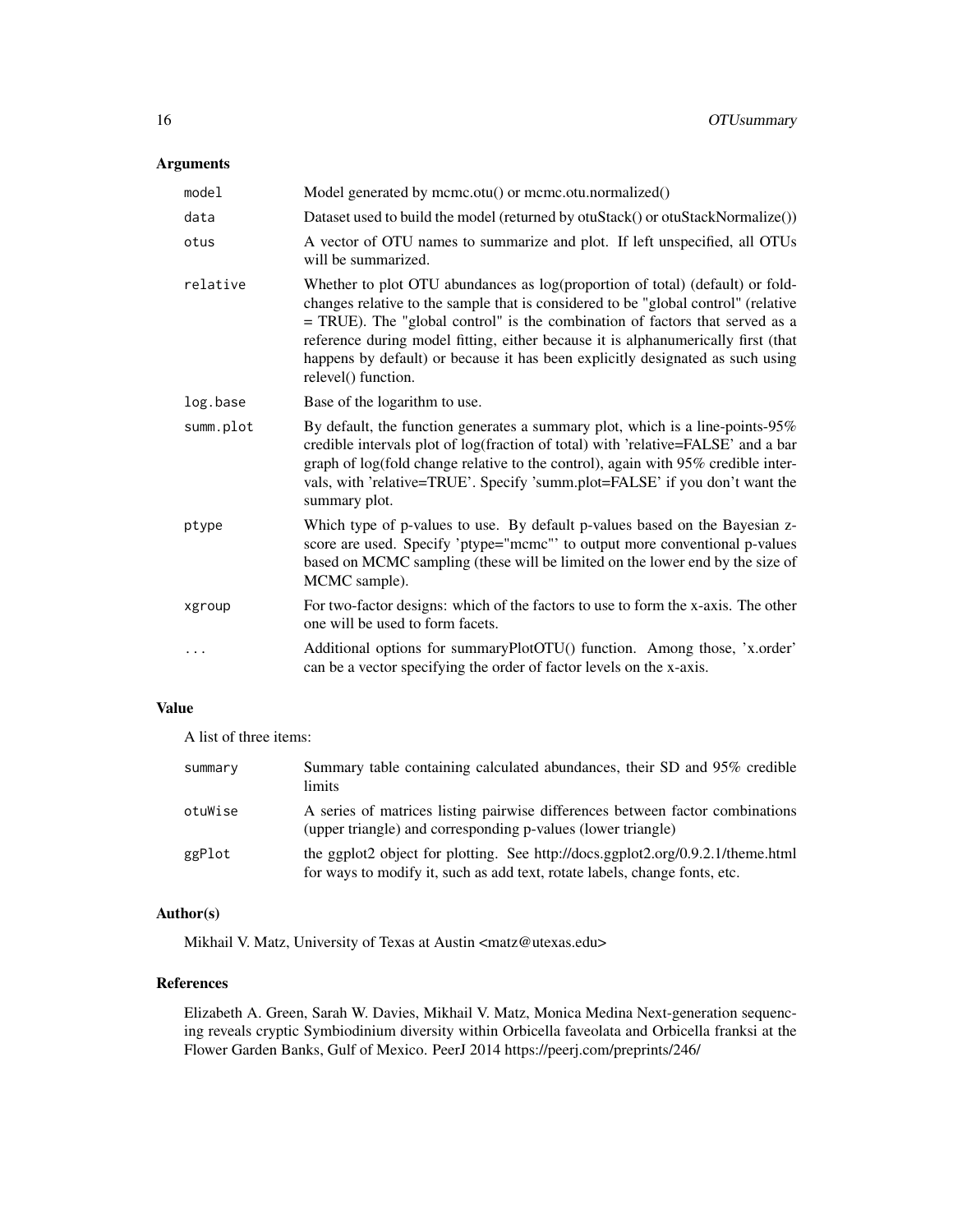## Arguments

| | |
|---|---|
| model | Model generated by mcmc.otu() or mcmc.otu.normalized() |
| data | Dataset used to build the model (returned by otuStack() or otuStackNormalize()) |
| otus | A vector of OTU names to summarize and plot. If left unspecified, all OTUs will be summarized. |
| relative | Whether to plot OTU abundances as log(proportion of total) (default) or fold-changes relative to the sample that is considered to be "global control" (relative = TRUE). The "global control" is the combination of factors that served as a reference during model fitting, either because it is alphanumerically first (that happens by default) or because it has been explicitly designated as such using relevel() function. |
| log.base | Base of the logarithm to use. |
| summ.plot | By default, the function generates a summary plot, which is a line-points-95% credible intervals plot of log(fraction of total) with 'relative=FALSE' and a bar graph of log(fold change relative to the control), again with 95% credible intervals, with 'relative=TRUE'. Specify 'summ.plot=FALSE' if you don't want the summary plot. |
| ptype | Which type of p-values to use. By default p-values based on the Bayesian z-score are used. Specify 'ptype="mcmc"' to output more conventional p-values based on MCMC sampling (these will be limited on the lower end by the size of MCMC sample). |
| xgroup | For two-factor designs: which of the factors to use to form the x-axis. The other one will be used to form facets. |
| ... | Additional options for summaryPlotOTU() function. Among those, 'x.order' can be a vector specifying the order of factor levels on the x-axis. |

## Value

A list of three items:

| | |
|---|---|
| summary | Summary table containing calculated abundances, their SD and 95% credible limits |
| otuWise | A series of matrices listing pairwise differences between factor combinations (upper triangle) and corresponding p-values (lower triangle) |
| ggPlot | the ggplot2 object for plotting. See http://docs.ggplot2.org/0.9.2.1/theme.html for ways to modify it, such as add text, rotate labels, change fonts, etc. |

## Author(s)

Mikhail V. Matz, University of Texas at Austin <matz@utexas.edu>

## References

Elizabeth A. Green, Sarah W. Davies, Mikhail V. Matz, Monica Medina Next-generation sequencing reveals cryptic Symbiodinium diversity within Orbicella faveolata and Orbicella franksi at the Flower Garden Banks, Gulf of Mexico. PeerJ 2014 https://peerj.com/preprints/246/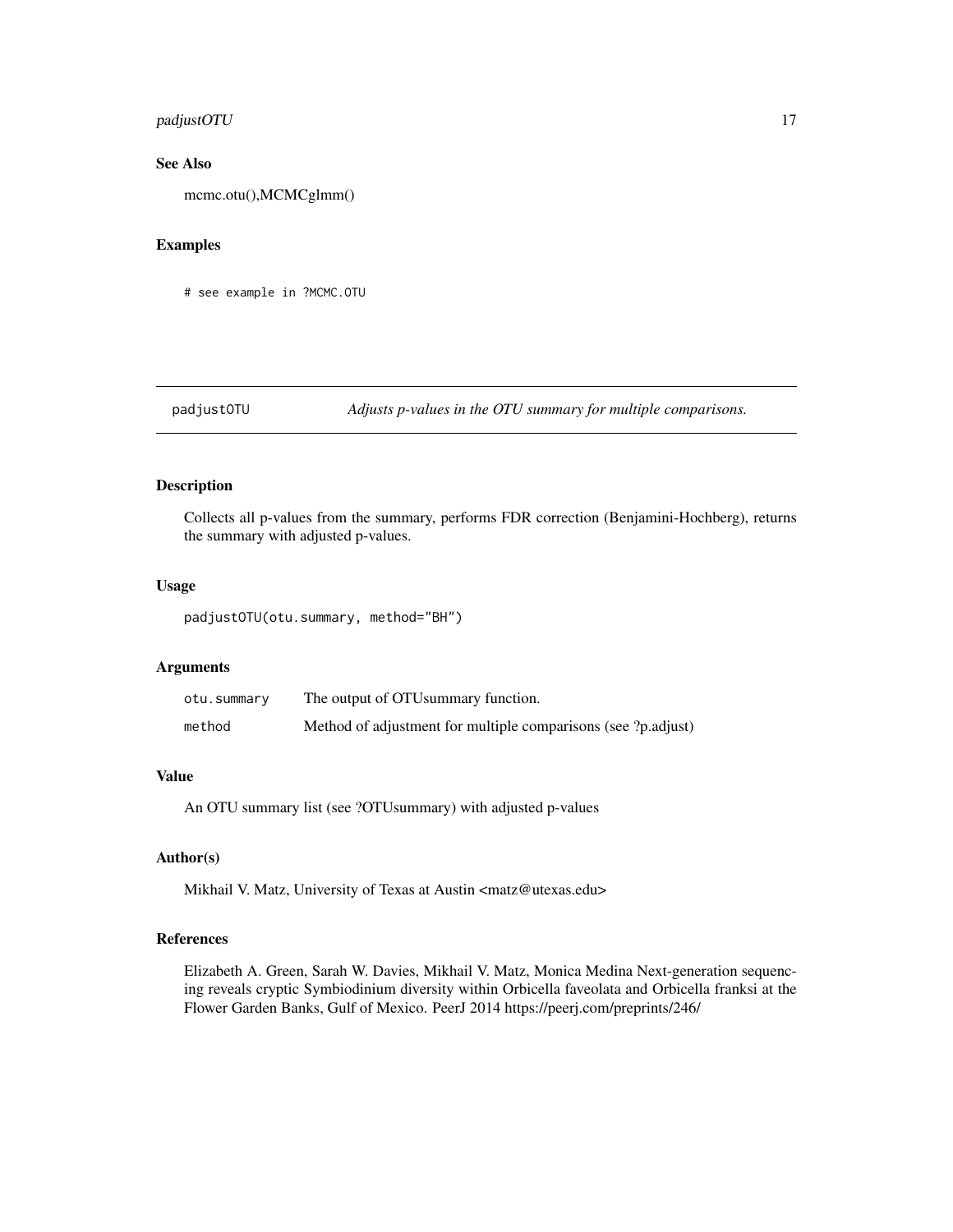### See Also

mcmc.otu(),MCMCglmm()

### Examples

```
# see example in ?MCMC.OTU
```

---

## padjustOTU — *Adjusts p-values in the OTU summary for multiple comparisons.*

---

### Description

Collects all p-values from the summary, performs FDR correction (Benjamini-Hochberg), returns the summary with adjusted p-values.

### Usage

```
padjustOTU(otu.summary, method="BH")
```

### Arguments

| | |
|---|---|
| `otu.summary` | The output of OTUsummary function. |
| `method` | Method of adjustment for multiple comparisons (see ?p.adjust) |

### Value

An OTU summary list (see ?OTUsummary) with adjusted p-values

### Author(s)

Mikhail V. Matz, University of Texas at Austin <matz@utexas.edu>

### References

Elizabeth A. Green, Sarah W. Davies, Mikhail V. Matz, Monica Medina Next-generation sequencing reveals cryptic Symbiodinium diversity within Orbicella faveolata and Orbicella franksi at the Flower Garden Banks, Gulf of Mexico. PeerJ 2014 https://peerj.com/preprints/246/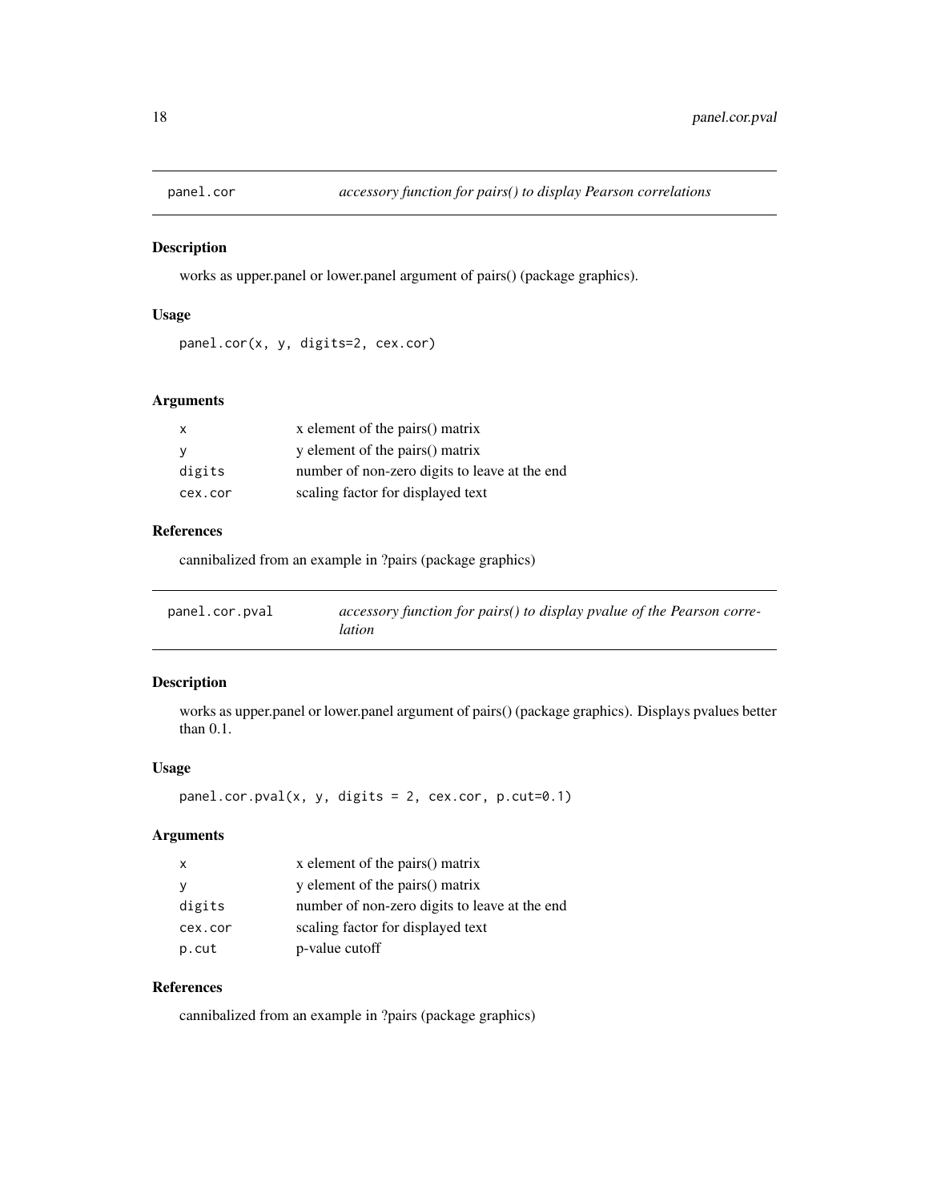## panel.cor — *accessory function for pairs() to display Pearson correlations*

### Description

works as upper.panel or lower.panel argument of pairs() (package graphics).

### Usage

```
panel.cor(x, y, digits=2, cex.cor)
```

### Arguments

| | |
|---|---|
| x | x element of the pairs() matrix |
| y | y element of the pairs() matrix |
| digits | number of non-zero digits to leave at the end |
| cex.cor | scaling factor for displayed text |

### References

cannibalized from an example in ?pairs (package graphics)

## panel.cor.pval — *accessory function for pairs() to display pvalue of the Pearson correlation*

### Description

works as upper.panel or lower.panel argument of pairs() (package graphics). Displays pvalues better than 0.1.

### Usage

```
panel.cor.pval(x, y, digits = 2, cex.cor, p.cut=0.1)
```

### Arguments

| | |
|---|---|
| x | x element of the pairs() matrix |
| y | y element of the pairs() matrix |
| digits | number of non-zero digits to leave at the end |
| cex.cor | scaling factor for displayed text |
| p.cut | p-value cutoff |

### References

cannibalized from an example in ?pairs (package graphics)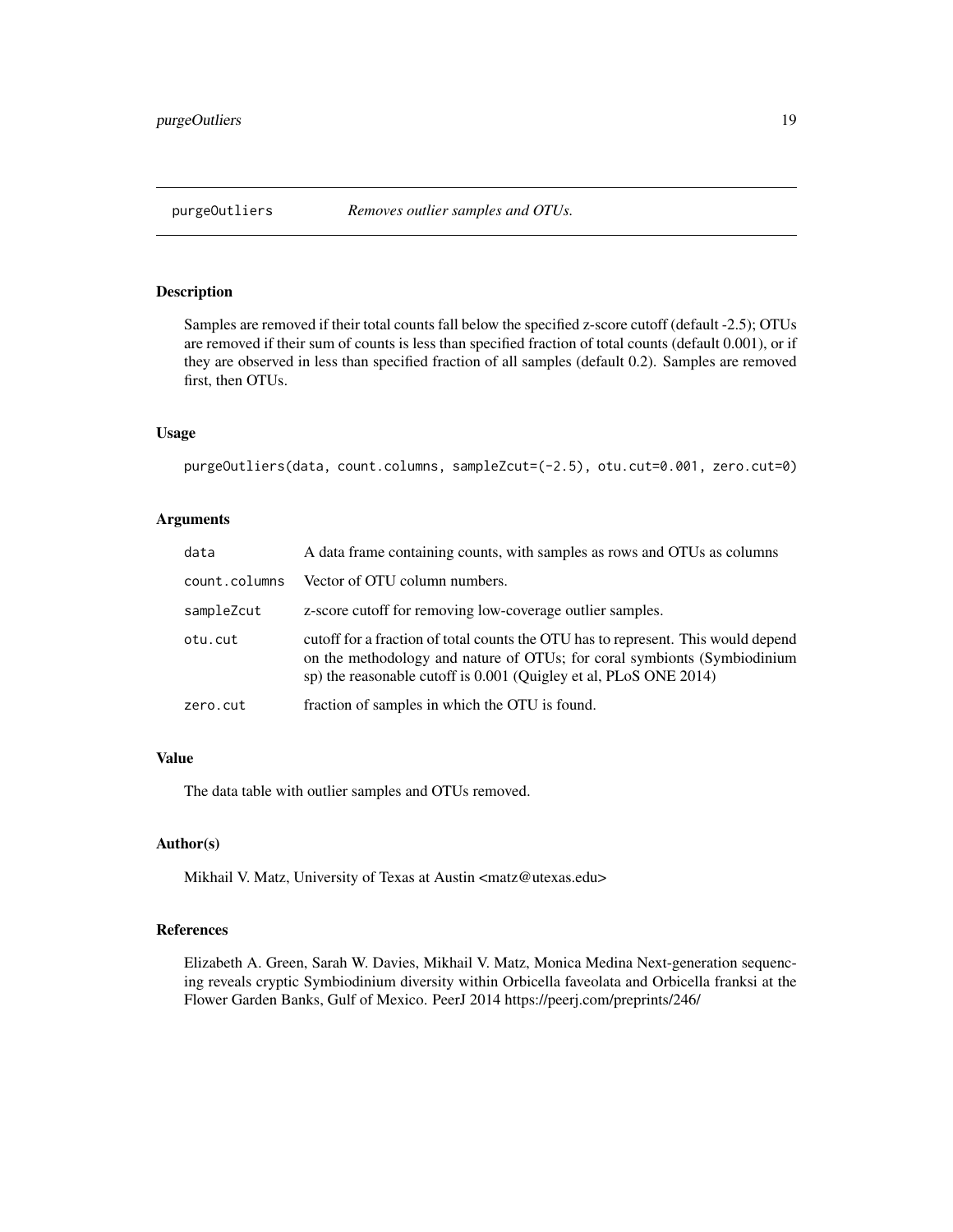## purgeOutliers — *Removes outlier samples and OTUs.*

### Description

Samples are removed if their total counts fall below the specified z-score cutoff (default -2.5); OTUs are removed if their sum of counts is less than specified fraction of total counts (default 0.001), or if they are observed in less than specified fraction of all samples (default 0.2). Samples are removed first, then OTUs.

### Usage

```
purgeOutliers(data, count.columns, sampleZcut=(-2.5), otu.cut=0.001, zero.cut=0)
```

### Arguments

| | |
|---|---|
| `data` | A data frame containing counts, with samples as rows and OTUs as columns |
| `count.columns` | Vector of OTU column numbers. |
| `sampleZcut` | z-score cutoff for removing low-coverage outlier samples. |
| `otu.cut` | cutoff for a fraction of total counts the OTU has to represent. This would depend on the methodology and nature of OTUs; for coral symbionts (Symbiodinium sp) the reasonable cutoff is 0.001 (Quigley et al, PLoS ONE 2014) |
| `zero.cut` | fraction of samples in which the OTU is found. |

### Value

The data table with outlier samples and OTUs removed.

### Author(s)

Mikhail V. Matz, University of Texas at Austin <matz@utexas.edu>

### References

Elizabeth A. Green, Sarah W. Davies, Mikhail V. Matz, Monica Medina Next-generation sequencing reveals cryptic Symbiodinium diversity within Orbicella faveolata and Orbicella franksi at the Flower Garden Banks, Gulf of Mexico. PeerJ 2014 https://peerj.com/preprints/246/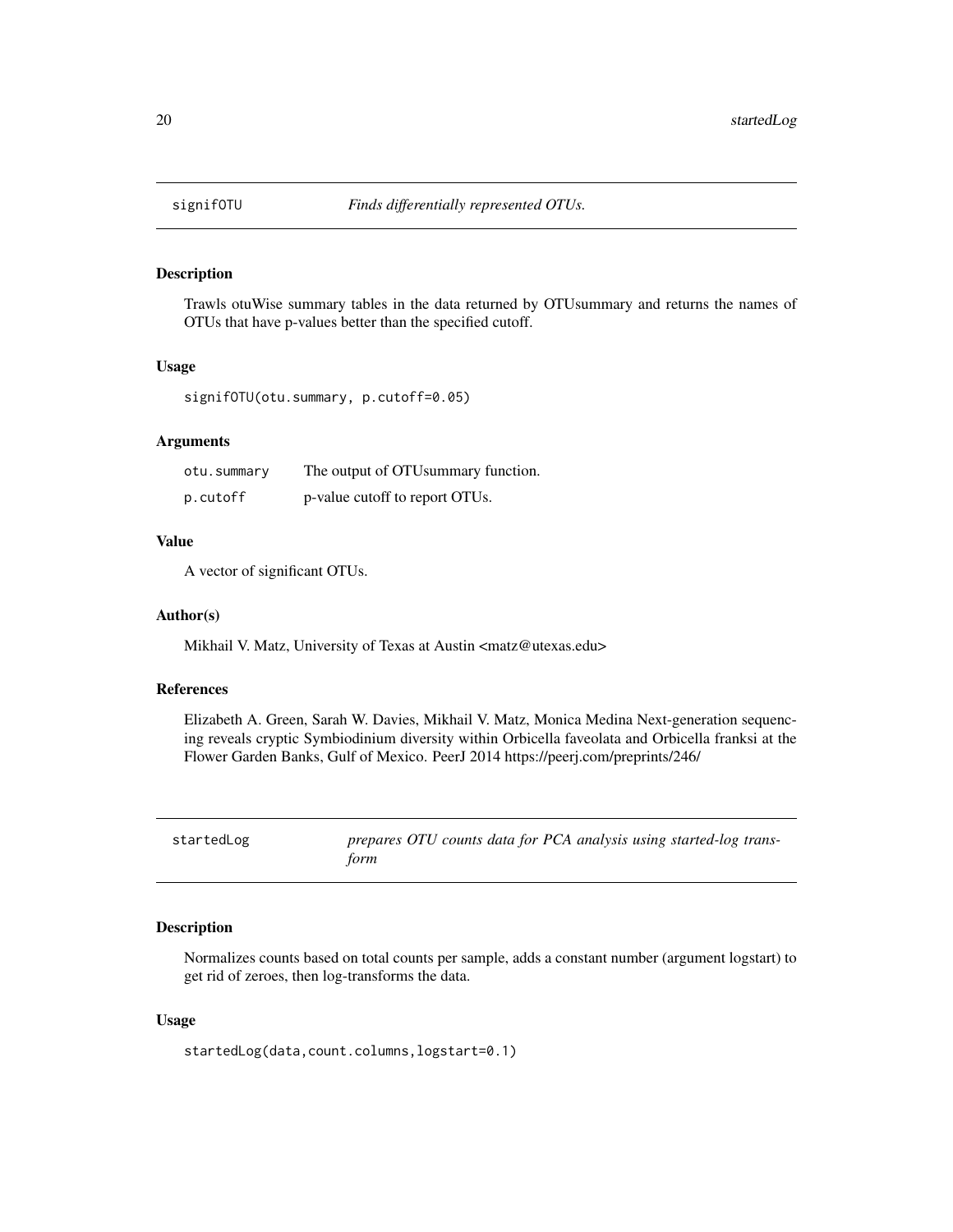## signifOTU — *Finds differentially represented OTUs.*

### Description

Trawls otuWise summary tables in the data returned by OTUsummary and returns the names of OTUs that have p-values better than the specified cutoff.

### Usage

```
signifOTU(otu.summary, p.cutoff=0.05)
```

### Arguments

| | |
|---|---|
| otu.summary | The output of OTUsummary function. |
| p.cutoff | p-value cutoff to report OTUs. |

### Value

A vector of significant OTUs.

### Author(s)

Mikhail V. Matz, University of Texas at Austin <matz@utexas.edu>

### References

Elizabeth A. Green, Sarah W. Davies, Mikhail V. Matz, Monica Medina Next-generation sequencing reveals cryptic Symbiodinium diversity within Orbicella faveolata and Orbicella franksi at the Flower Garden Banks, Gulf of Mexico. PeerJ 2014 https://peerj.com/preprints/246/

## startedLog — *prepares OTU counts data for PCA analysis using started-log transform*

### Description

Normalizes counts based on total counts per sample, adds a constant number (argument logstart) to get rid of zeroes, then log-transforms the data.

### Usage

```
startedLog(data,count.columns,logstart=0.1)
```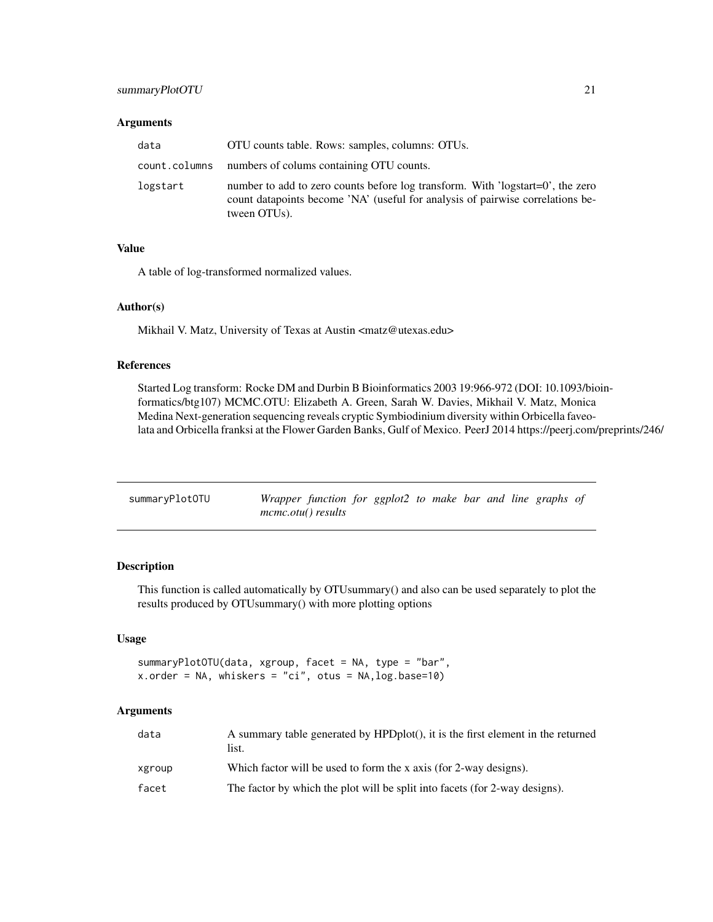### Arguments

| | |
|---|---|
| data | OTU counts table. Rows: samples, columns: OTUs. |
| count.columns | numbers of colums containing OTU counts. |
| logstart | number to add to zero counts before log transform. With 'logstart=0', the zero count datapoints become 'NA' (useful for analysis of pairwise correlations between OTUs). |

### Value

A table of log-transformed normalized values.

### Author(s)

Mikhail V. Matz, University of Texas at Austin <matz@utexas.edu>

### References

Started Log transform: Rocke DM and Durbin B Bioinformatics 2003 19:966-972 (DOI: 10.1093/bioinformatics/btg107) MCMC.OTU: Elizabeth A. Green, Sarah W. Davies, Mikhail V. Matz, Monica Medina Next-generation sequencing reveals cryptic Symbiodinium diversity within Orbicella faveolata and Orbicella franksi at the Flower Garden Banks, Gulf of Mexico. PeerJ 2014 https://peerj.com/preprints/246/

---

## summaryPlotOTU &nbsp;&nbsp;&nbsp; *Wrapper function for ggplot2 to make bar and line graphs of mcmc.otu() results*

---

### Description

This function is called automatically by OTUsummary() and also can be used separately to plot the results produced by OTUsummary() with more plotting options

### Usage

```
summaryPlotOTU(data, xgroup, facet = NA, type = "bar",
x.order = NA, whiskers = "ci", otus = NA,log.base=10)
```

### Arguments

| | |
|---|---|
| data | A summary table generated by HPDplot(), it is the first element in the returned list. |
| xgroup | Which factor will be used to form the x axis (for 2-way designs). |
| facet | The factor by which the plot will be split into facets (for 2-way designs). |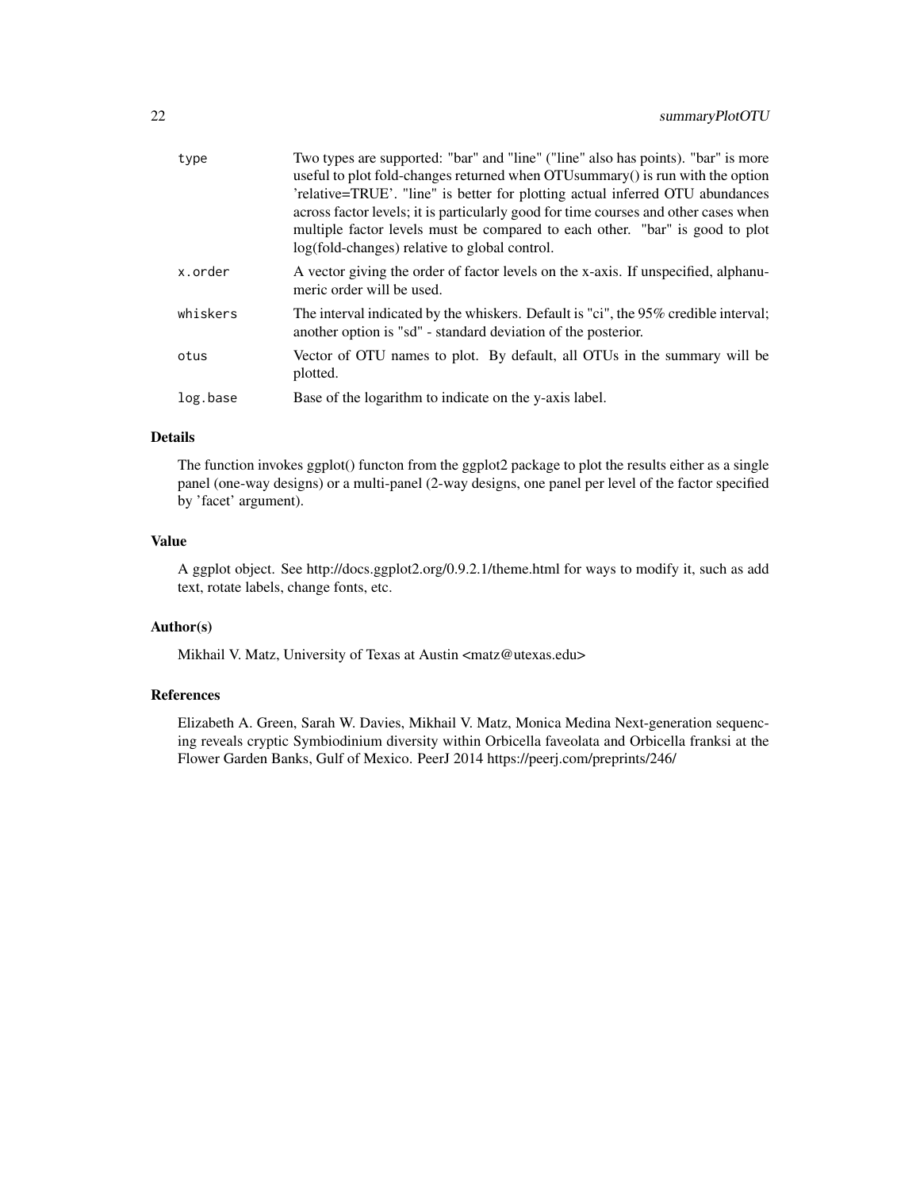| | |
|---|---|
| type | Two types are supported: "bar" and "line" ("line" also has points). "bar" is more useful to plot fold-changes returned when OTUsummary() is run with the option 'relative=TRUE'. "line" is better for plotting actual inferred OTU abundances across factor levels; it is particularly good for time courses and other cases when multiple factor levels must be compared to each other. "bar" is good to plot log(fold-changes) relative to global control. |
| x.order | A vector giving the order of factor levels on the x-axis. If unspecified, alphanumeric order will be used. |
| whiskers | The interval indicated by the whiskers. Default is "ci", the 95% credible interval; another option is "sd" - standard deviation of the posterior. |
| otus | Vector of OTU names to plot. By default, all OTUs in the summary will be plotted. |
| log.base | Base of the logarithm to indicate on the y-axis label. |

## Details

The function invokes ggplot() functon from the ggplot2 package to plot the results either as a single panel (one-way designs) or a multi-panel (2-way designs, one panel per level of the factor specified by 'facet' argument).

## Value

A ggplot object. See http://docs.ggplot2.org/0.9.2.1/theme.html for ways to modify it, such as add text, rotate labels, change fonts, etc.

## Author(s)

Mikhail V. Matz, University of Texas at Austin <matz@utexas.edu>

## References

Elizabeth A. Green, Sarah W. Davies, Mikhail V. Matz, Monica Medina Next-generation sequencing reveals cryptic Symbiodinium diversity within Orbicella faveolata and Orbicella franksi at the Flower Garden Banks, Gulf of Mexico. PeerJ 2014 https://peerj.com/preprints/246/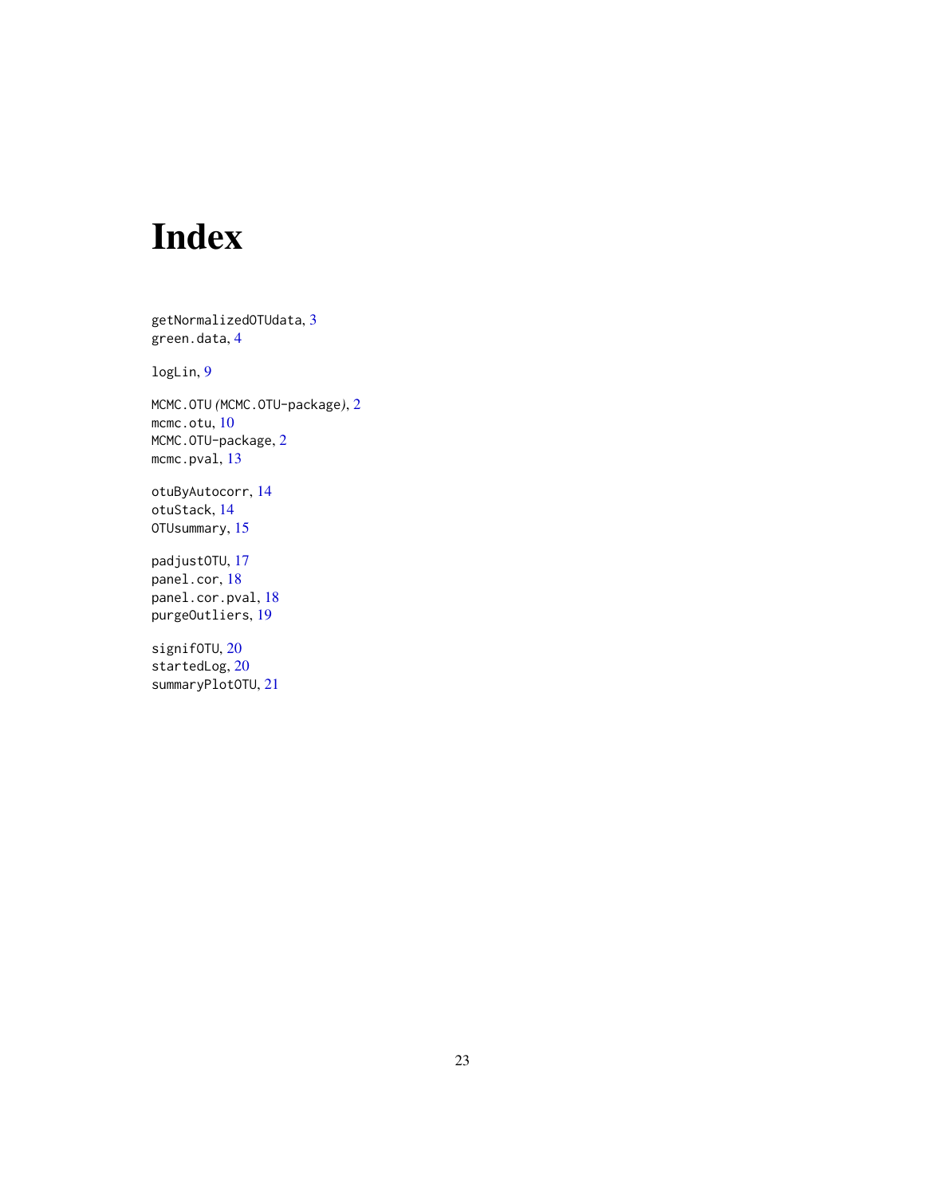# Index

getNormalizedOTUdata, 3
green.data, 4

logLin, 9

MCMC.OTU (MCMC.OTU-package), 2
mcmc.otu, 10
MCMC.OTU-package, 2
mcmc.pval, 13

otuByAutocorr, 14
otuStack, 14
OTUsummary, 15

padjustOTU, 17
panel.cor, 18
panel.cor.pval, 18
purgeOutliers, 19

signifOTU, 20
startedLog, 20
summaryPlotOTU, 21